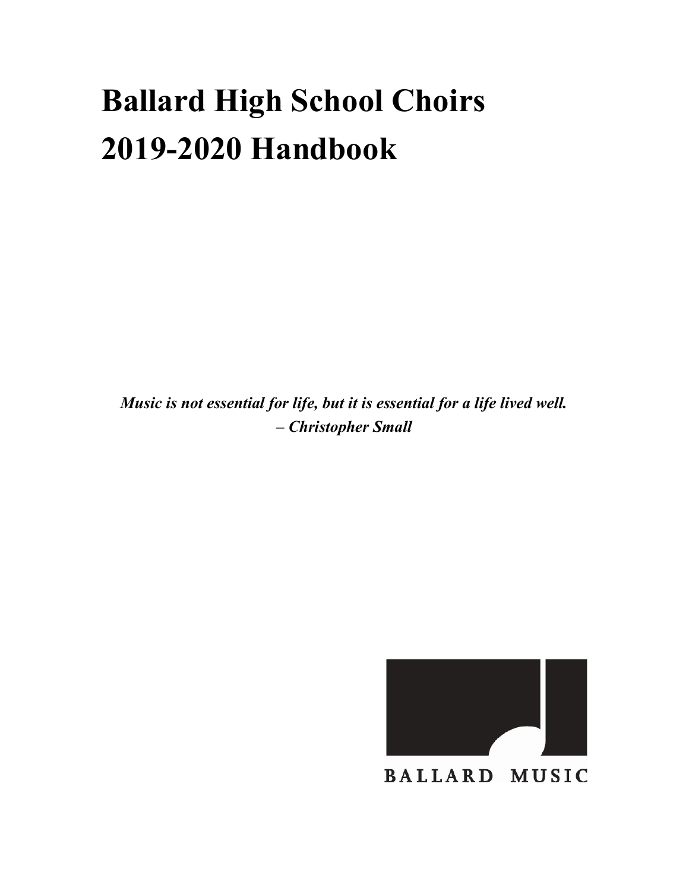# Ballard High School Choirs
# 2019-2020 Handbook

***Music is not essential for life, but it is essential for a life lived well.***
***– Christopher Small***

BALLARD MUSIC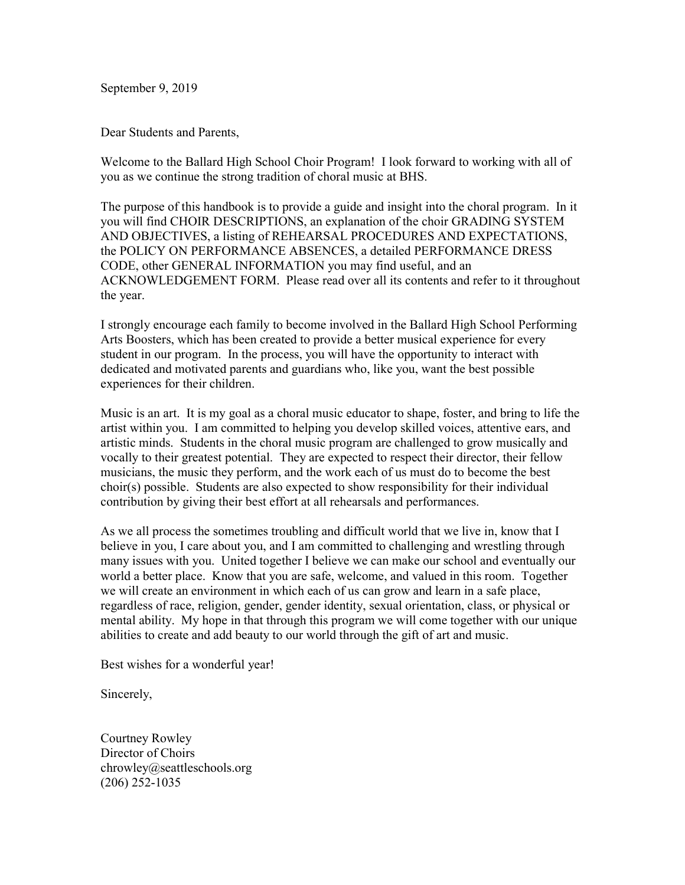September 9, 2019

Dear Students and Parents,

Welcome to the Ballard High School Choir Program! I look forward to working with all of you as we continue the strong tradition of choral music at BHS.

The purpose of this handbook is to provide a guide and insight into the choral program. In it you will find CHOIR DESCRIPTIONS, an explanation of the choir GRADING SYSTEM AND OBJECTIVES, a listing of REHEARSAL PROCEDURES AND EXPECTATIONS, the POLICY ON PERFORMANCE ABSENCES, a detailed PERFORMANCE DRESS CODE, other GENERAL INFORMATION you may find useful, and an ACKNOWLEDGEMENT FORM. Please read over all its contents and refer to it throughout the year.

I strongly encourage each family to become involved in the Ballard High School Performing Arts Boosters, which has been created to provide a better musical experience for every student in our program. In the process, you will have the opportunity to interact with dedicated and motivated parents and guardians who, like you, want the best possible experiences for their children.

Music is an art. It is my goal as a choral music educator to shape, foster, and bring to life the artist within you. I am committed to helping you develop skilled voices, attentive ears, and artistic minds. Students in the choral music program are challenged to grow musically and vocally to their greatest potential. They are expected to respect their director, their fellow musicians, the music they perform, and the work each of us must do to become the best choir(s) possible. Students are also expected to show responsibility for their individual contribution by giving their best effort at all rehearsals and performances.

As we all process the sometimes troubling and difficult world that we live in, know that I believe in you, I care about you, and I am committed to challenging and wrestling through many issues with you. United together I believe we can make our school and eventually our world a better place. Know that you are safe, welcome, and valued in this room. Together we will create an environment in which each of us can grow and learn in a safe place, regardless of race, religion, gender, gender identity, sexual orientation, class, or physical or mental ability. My hope in that through this program we will come together with our unique abilities to create and add beauty to our world through the gift of art and music.

Best wishes for a wonderful year!

Sincerely,

Courtney Rowley
Director of Choirs
chrowley@seattleschools.org
(206) 252-1035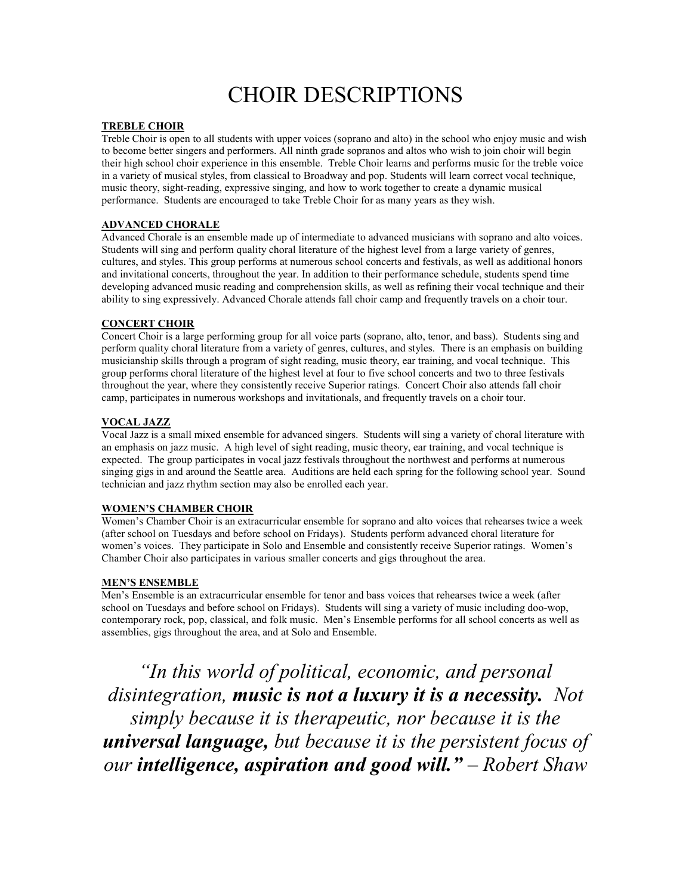# CHOIR DESCRIPTIONS

**TREBLE CHOIR**

Treble Choir is open to all students with upper voices (soprano and alto) in the school who enjoy music and wish to become better singers and performers. All ninth grade sopranos and altos who wish to join choir will begin their high school choir experience in this ensemble. Treble Choir learns and performs music for the treble voice in a variety of musical styles, from classical to Broadway and pop. Students will learn correct vocal technique, music theory, sight-reading, expressive singing, and how to work together to create a dynamic musical performance. Students are encouraged to take Treble Choir for as many years as they wish.

**ADVANCED CHORALE**

Advanced Chorale is an ensemble made up of intermediate to advanced musicians with soprano and alto voices. Students will sing and perform quality choral literature of the highest level from a large variety of genres, cultures, and styles. This group performs at numerous school concerts and festivals, as well as additional honors and invitational concerts, throughout the year. In addition to their performance schedule, students spend time developing advanced music reading and comprehension skills, as well as refining their vocal technique and their ability to sing expressively. Advanced Chorale attends fall choir camp and frequently travels on a choir tour.

**CONCERT CHOIR**

Concert Choir is a large performing group for all voice parts (soprano, alto, tenor, and bass). Students sing and perform quality choral literature from a variety of genres, cultures, and styles. There is an emphasis on building musicianship skills through a program of sight reading, music theory, ear training, and vocal technique. This group performs choral literature of the highest level at four to five school concerts and two to three festivals throughout the year, where they consistently receive Superior ratings. Concert Choir also attends fall choir camp, participates in numerous workshops and invitationals, and frequently travels on a choir tour.

**VOCAL JAZZ**

Vocal Jazz is a small mixed ensemble for advanced singers. Students will sing a variety of choral literature with an emphasis on jazz music. A high level of sight reading, music theory, ear training, and vocal technique is expected. The group participates in vocal jazz festivals throughout the northwest and performs at numerous singing gigs in and around the Seattle area. Auditions are held each spring for the following school year. Sound technician and jazz rhythm section may also be enrolled each year.

**WOMEN'S CHAMBER CHOIR**

Women's Chamber Choir is an extracurricular ensemble for soprano and alto voices that rehearses twice a week (after school on Tuesdays and before school on Fridays). Students perform advanced choral literature for women's voices. They participate in Solo and Ensemble and consistently receive Superior ratings. Women's Chamber Choir also participates in various smaller concerts and gigs throughout the area.

**MEN'S ENSEMBLE**

Men's Ensemble is an extracurricular ensemble for tenor and bass voices that rehearses twice a week (after school on Tuesdays and before school on Fridays). Students will sing a variety of music including doo-wop, contemporary rock, pop, classical, and folk music. Men's Ensemble performs for all school concerts as well as assemblies, gigs throughout the area, and at Solo and Ensemble.

*"In this world of political, economic, and personal disintegration, **music is not a luxury it is a necessity.** Not simply because it is therapeutic, nor because it is the **universal language,** but because it is the persistent focus of our **intelligence, aspiration and good will."** – Robert Shaw*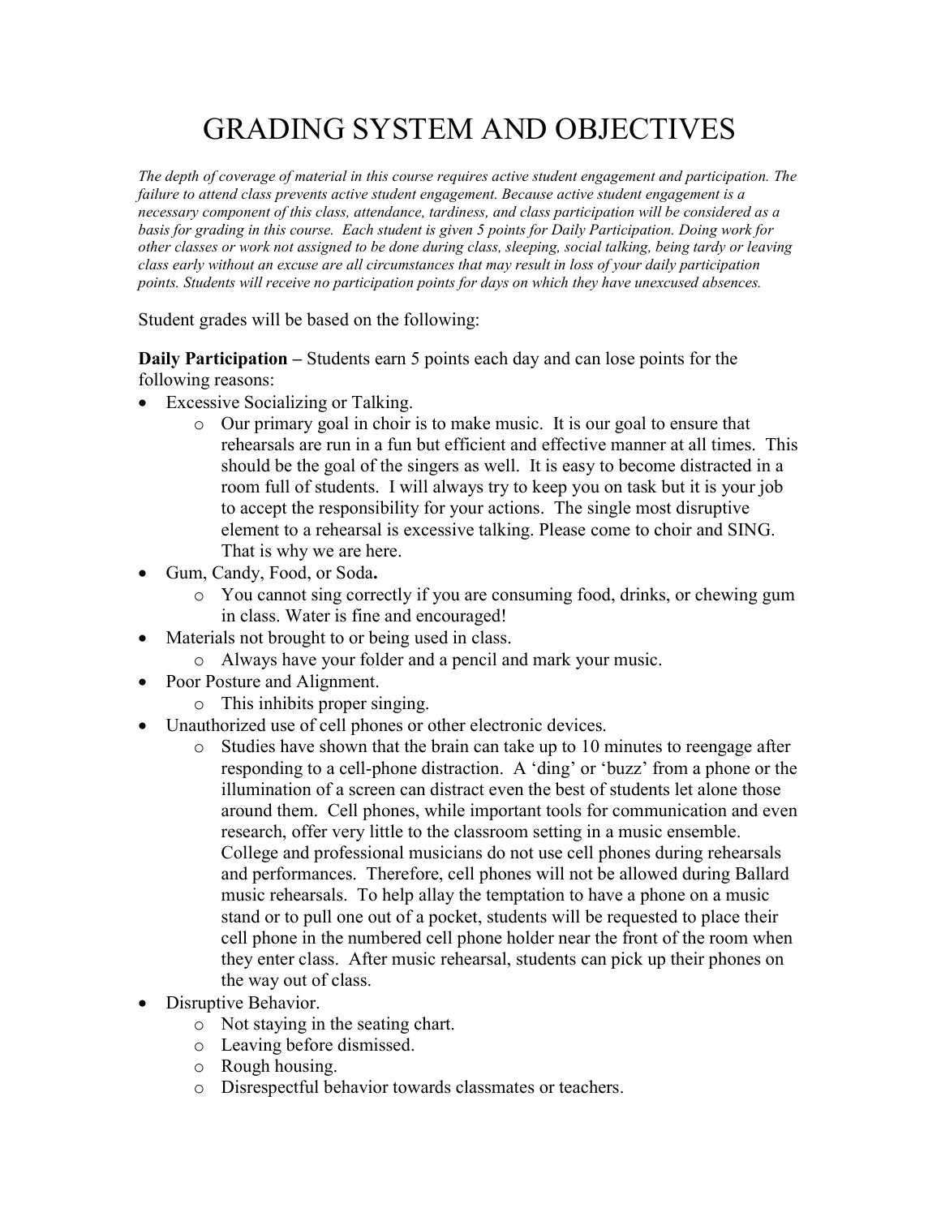# GRADING SYSTEM AND OBJECTIVES

*The depth of coverage of material in this course requires active student engagement and participation. The failure to attend class prevents active student engagement. Because active student engagement is a necessary component of this class, attendance, tardiness, and class participation will be considered as a basis for grading in this course. Each student is given 5 points for Daily Participation. Doing work for other classes or work not assigned to be done during class, sleeping, social talking, being tardy or leaving class early without an excuse are all circumstances that may result in loss of your daily participation points. Students will receive no participation points for days on which they have unexcused absences.*

Student grades will be based on the following:

**Daily Participation –** Students earn 5 points each day and can lose points for the following reasons:

- Excessive Socializing or Talking.
  - Our primary goal in choir is to make music. It is our goal to ensure that rehearsals are run in a fun but efficient and effective manner at all times. This should be the goal of the singers as well. It is easy to become distracted in a room full of students. I will always try to keep you on task but it is your job to accept the responsibility for your actions. The single most disruptive element to a rehearsal is excessive talking. Please come to choir and SING. That is why we are here.
- Gum, Candy, Food, or Soda**.**
  - You cannot sing correctly if you are consuming food, drinks, or chewing gum in class. Water is fine and encouraged!
- Materials not brought to or being used in class.
  - Always have your folder and a pencil and mark your music.
- Poor Posture and Alignment.
  - This inhibits proper singing.
- Unauthorized use of cell phones or other electronic devices.
  - Studies have shown that the brain can take up to 10 minutes to reengage after responding to a cell-phone distraction. A 'ding' or 'buzz' from a phone or the illumination of a screen can distract even the best of students let alone those around them. Cell phones, while important tools for communication and even research, offer very little to the classroom setting in a music ensemble. College and professional musicians do not use cell phones during rehearsals and performances. Therefore, cell phones will not be allowed during Ballard music rehearsals. To help allay the temptation to have a phone on a music stand or to pull one out of a pocket, students will be requested to place their cell phone in the numbered cell phone holder near the front of the room when they enter class. After music rehearsal, students can pick up their phones on the way out of class.
- Disruptive Behavior.
  - Not staying in the seating chart.
  - Leaving before dismissed.
  - Rough housing.
  - Disrespectful behavior towards classmates or teachers.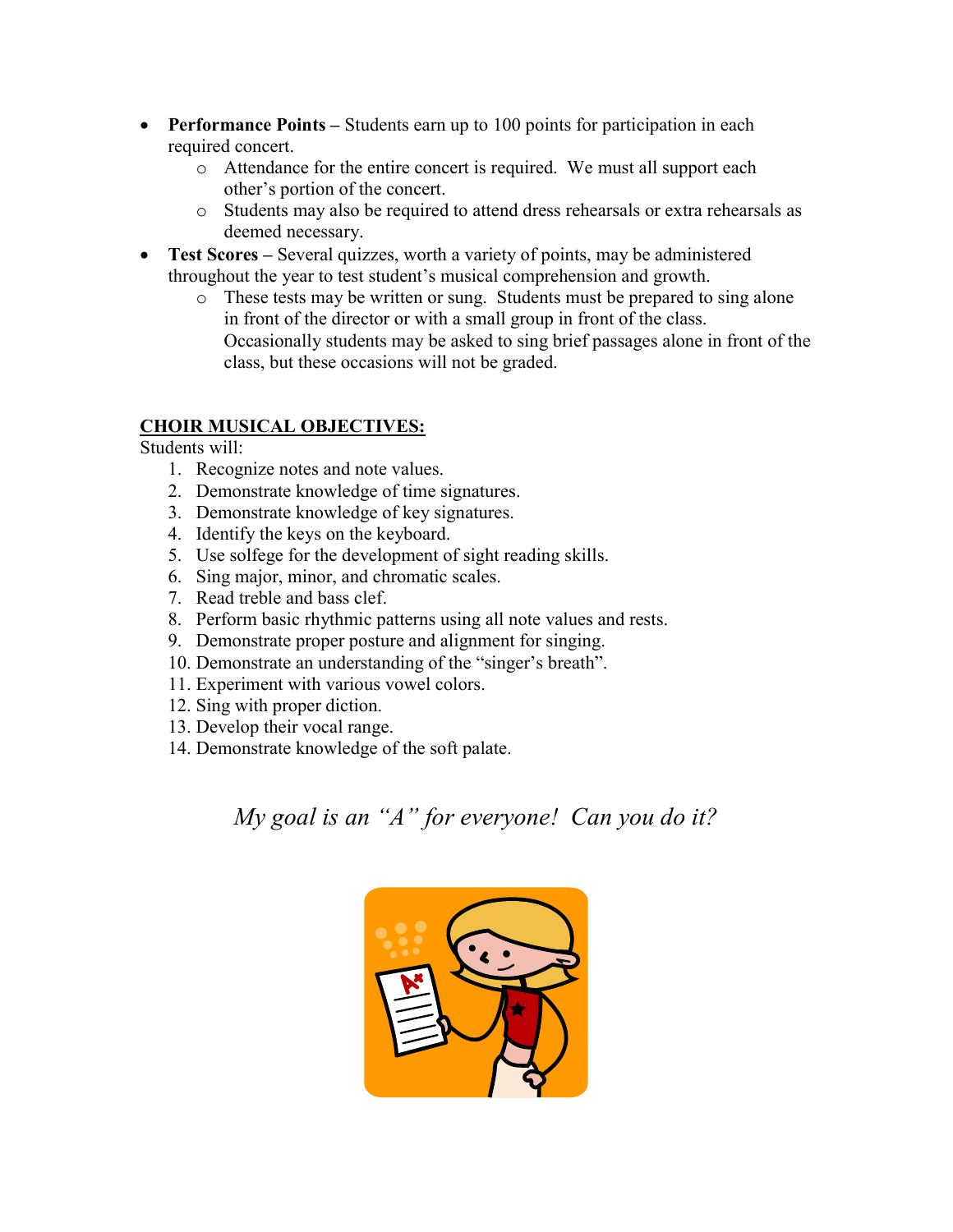- **Performance Points –** Students earn up to 100 points for participation in each required concert.
    - Attendance for the entire concert is required. We must all support each other's portion of the concert.
    - Students may also be required to attend dress rehearsals or extra rehearsals as deemed necessary.
- **Test Scores –** Several quizzes, worth a variety of points, may be administered throughout the year to test student's musical comprehension and growth.
    - These tests may be written or sung. Students must be prepared to sing alone in front of the director or with a small group in front of the class. Occasionally students may be asked to sing brief passages alone in front of the class, but these occasions will not be graded.

## CHOIR MUSICAL OBJECTIVES:

Students will:

1. Recognize notes and note values.
2. Demonstrate knowledge of time signatures.
3. Demonstrate knowledge of key signatures.
4. Identify the keys on the keyboard.
5. Use solfege for the development of sight reading skills.
6. Sing major, minor, and chromatic scales.
7. Read treble and bass clef.
8. Perform basic rhythmic patterns using all note values and rests.
9. Demonstrate proper posture and alignment for singing.
10. Demonstrate an understanding of the "singer's breath".
11. Experiment with various vowel colors.
12. Sing with proper diction.
13. Develop their vocal range.
14. Demonstrate knowledge of the soft palate.

*My goal is an "A" for everyone! Can you do it?*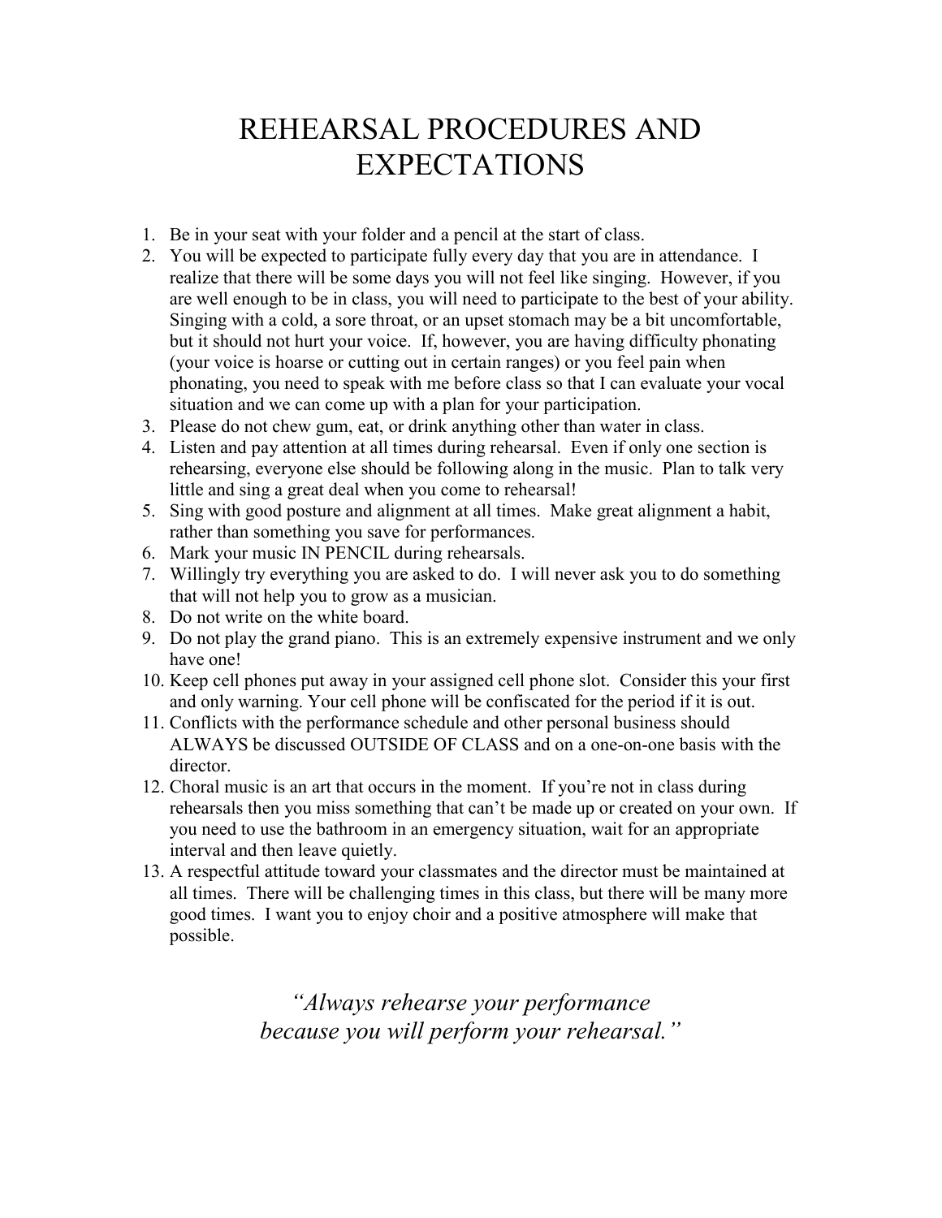# REHEARSAL PROCEDURES AND EXPECTATIONS

1. Be in your seat with your folder and a pencil at the start of class.
2. You will be expected to participate fully every day that you are in attendance. I realize that there will be some days you will not feel like singing. However, if you are well enough to be in class, you will need to participate to the best of your ability. Singing with a cold, a sore throat, or an upset stomach may be a bit uncomfortable, but it should not hurt your voice. If, however, you are having difficulty phonating (your voice is hoarse or cutting out in certain ranges) or you feel pain when phonating, you need to speak with me before class so that I can evaluate your vocal situation and we can come up with a plan for your participation.
3. Please do not chew gum, eat, or drink anything other than water in class.
4. Listen and pay attention at all times during rehearsal. Even if only one section is rehearsing, everyone else should be following along in the music. Plan to talk very little and sing a great deal when you come to rehearsal!
5. Sing with good posture and alignment at all times. Make great alignment a habit, rather than something you save for performances.
6. Mark your music IN PENCIL during rehearsals.
7. Willingly try everything you are asked to do. I will never ask you to do something that will not help you to grow as a musician.
8. Do not write on the white board.
9. Do not play the grand piano. This is an extremely expensive instrument and we only have one!
10. Keep cell phones put away in your assigned cell phone slot. Consider this your first and only warning. Your cell phone will be confiscated for the period if it is out.
11. Conflicts with the performance schedule and other personal business should ALWAYS be discussed OUTSIDE OF CLASS and on a one-on-one basis with the director.
12. Choral music is an art that occurs in the moment. If you're not in class during rehearsals then you miss something that can't be made up or created on your own. If you need to use the bathroom in an emergency situation, wait for an appropriate interval and then leave quietly.
13. A respectful attitude toward your classmates and the director must be maintained at all times. There will be challenging times in this class, but there will be many more good times. I want you to enjoy choir and a positive atmosphere will make that possible.

*"Always rehearse your performance because you will perform your rehearsal."*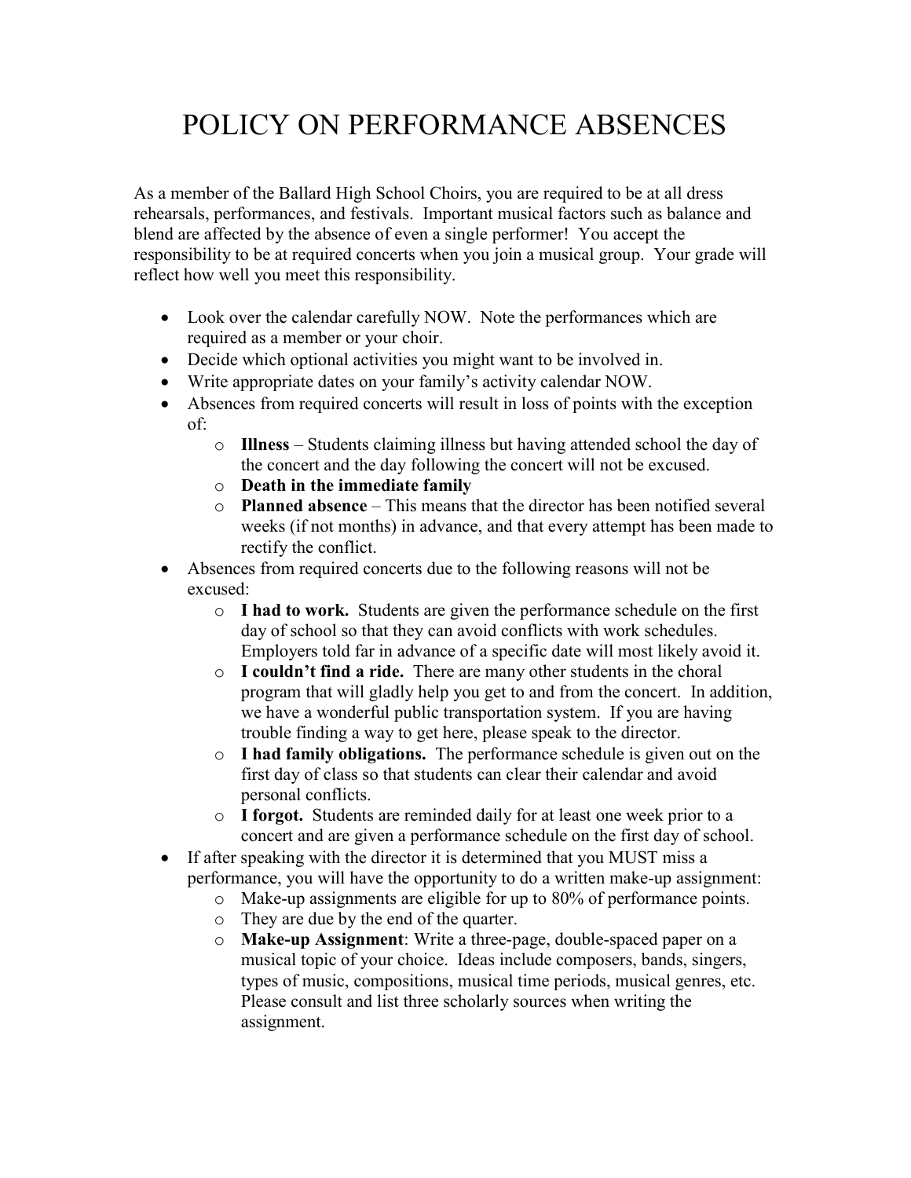# POLICY ON PERFORMANCE ABSENCES

As a member of the Ballard High School Choirs, you are required to be at all dress rehearsals, performances, and festivals. Important musical factors such as balance and blend are affected by the absence of even a single performer! You accept the responsibility to be at required concerts when you join a musical group. Your grade will reflect how well you meet this responsibility.

- Look over the calendar carefully NOW. Note the performances which are required as a member or your choir.
- Decide which optional activities you might want to be involved in.
- Write appropriate dates on your family's activity calendar NOW.
- Absences from required concerts will result in loss of points with the exception of:
  - **Illness** – Students claiming illness but having attended school the day of the concert and the day following the concert will not be excused.
  - **Death in the immediate family**
  - **Planned absence** – This means that the director has been notified several weeks (if not months) in advance, and that every attempt has been made to rectify the conflict.
- Absences from required concerts due to the following reasons will not be excused:
  - **I had to work.** Students are given the performance schedule on the first day of school so that they can avoid conflicts with work schedules. Employers told far in advance of a specific date will most likely avoid it.
  - **I couldn't find a ride.** There are many other students in the choral program that will gladly help you get to and from the concert. In addition, we have a wonderful public transportation system. If you are having trouble finding a way to get here, please speak to the director.
  - **I had family obligations.** The performance schedule is given out on the first day of class so that students can clear their calendar and avoid personal conflicts.
  - **I forgot.** Students are reminded daily for at least one week prior to a concert and are given a performance schedule on the first day of school.
- If after speaking with the director it is determined that you MUST miss a performance, you will have the opportunity to do a written make-up assignment:
  - Make-up assignments are eligible for up to 80% of performance points.
  - They are due by the end of the quarter.
  - **Make-up Assignment**: Write a three-page, double-spaced paper on a musical topic of your choice. Ideas include composers, bands, singers, types of music, compositions, musical time periods, musical genres, etc. Please consult and list three scholarly sources when writing the assignment.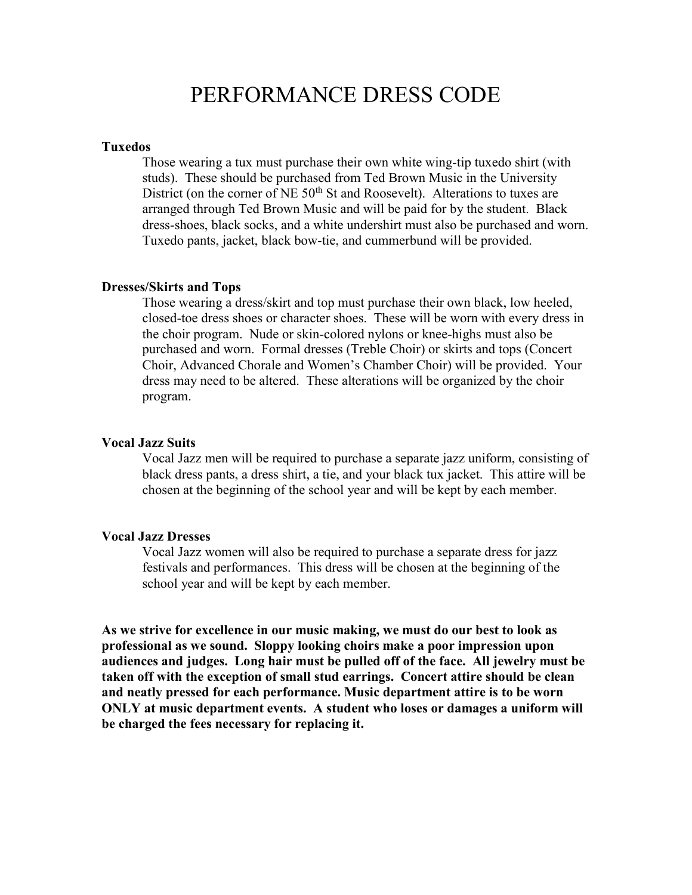# PERFORMANCE DRESS CODE

### Tuxedos

Those wearing a tux must purchase their own white wing-tip tuxedo shirt (with studs). These should be purchased from Ted Brown Music in the University District (on the corner of NE 50th St and Roosevelt). Alterations to tuxes are arranged through Ted Brown Music and will be paid for by the student. Black dress-shoes, black socks, and a white undershirt must also be purchased and worn. Tuxedo pants, jacket, black bow-tie, and cummerbund will be provided.

### Dresses/Skirts and Tops

Those wearing a dress/skirt and top must purchase their own black, low heeled, closed-toe dress shoes or character shoes. These will be worn with every dress in the choir program. Nude or skin-colored nylons or knee-highs must also be purchased and worn. Formal dresses (Treble Choir) or skirts and tops (Concert Choir, Advanced Chorale and Women's Chamber Choir) will be provided. Your dress may need to be altered. These alterations will be organized by the choir program.

### Vocal Jazz Suits

Vocal Jazz men will be required to purchase a separate jazz uniform, consisting of black dress pants, a dress shirt, a tie, and your black tux jacket. This attire will be chosen at the beginning of the school year and will be kept by each member.

### Vocal Jazz Dresses

Vocal Jazz women will also be required to purchase a separate dress for jazz festivals and performances. This dress will be chosen at the beginning of the school year and will be kept by each member.

**As we strive for excellence in our music making, we must do our best to look as professional as we sound. Sloppy looking choirs make a poor impression upon audiences and judges. Long hair must be pulled off of the face. All jewelry must be taken off with the exception of small stud earrings. Concert attire should be clean and neatly pressed for each performance. Music department attire is to be worn ONLY at music department events. A student who loses or damages a uniform will be charged the fees necessary for replacing it.**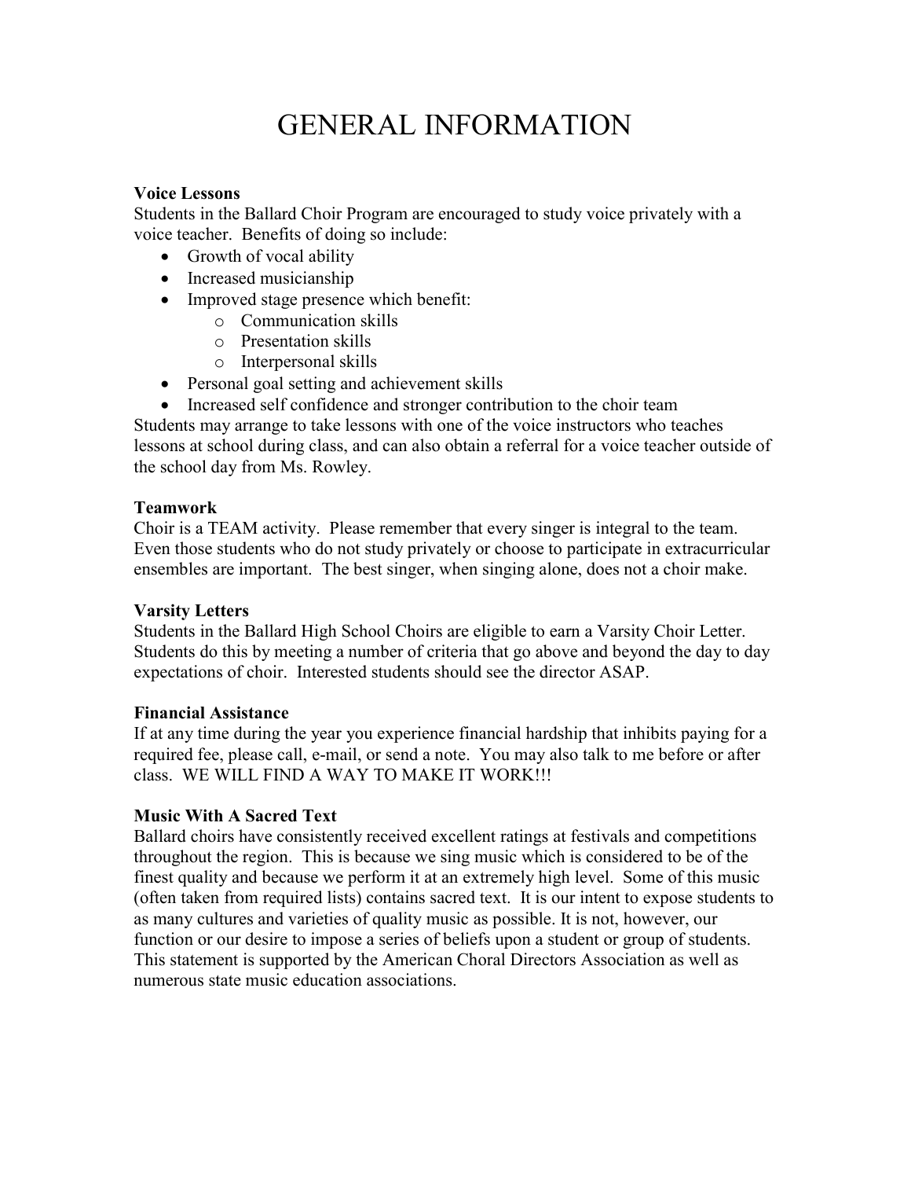# GENERAL INFORMATION

**Voice Lessons**
Students in the Ballard Choir Program are encouraged to study voice privately with a voice teacher. Benefits of doing so include:

- Growth of vocal ability
- Increased musicianship
- Improved stage presence which benefit:
    - Communication skills
    - Presentation skills
    - Interpersonal skills
- Personal goal setting and achievement skills
- Increased self confidence and stronger contribution to the choir team

Students may arrange to take lessons with one of the voice instructors who teaches lessons at school during class, and can also obtain a referral for a voice teacher outside of the school day from Ms. Rowley.

**Teamwork**
Choir is a TEAM activity. Please remember that every singer is integral to the team. Even those students who do not study privately or choose to participate in extracurricular ensembles are important. The best singer, when singing alone, does not a choir make.

**Varsity Letters**
Students in the Ballard High School Choirs are eligible to earn a Varsity Choir Letter. Students do this by meeting a number of criteria that go above and beyond the day to day expectations of choir. Interested students should see the director ASAP.

**Financial Assistance**
If at any time during the year you experience financial hardship that inhibits paying for a required fee, please call, e-mail, or send a note. You may also talk to me before or after class. WE WILL FIND A WAY TO MAKE IT WORK!!!

**Music With A Sacred Text**
Ballard choirs have consistently received excellent ratings at festivals and competitions throughout the region. This is because we sing music which is considered to be of the finest quality and because we perform it at an extremely high level. Some of this music (often taken from required lists) contains sacred text. It is our intent to expose students to as many cultures and varieties of quality music as possible. It is not, however, our function or our desire to impose a series of beliefs upon a student or group of students. This statement is supported by the American Choral Directors Association as well as numerous state music education associations.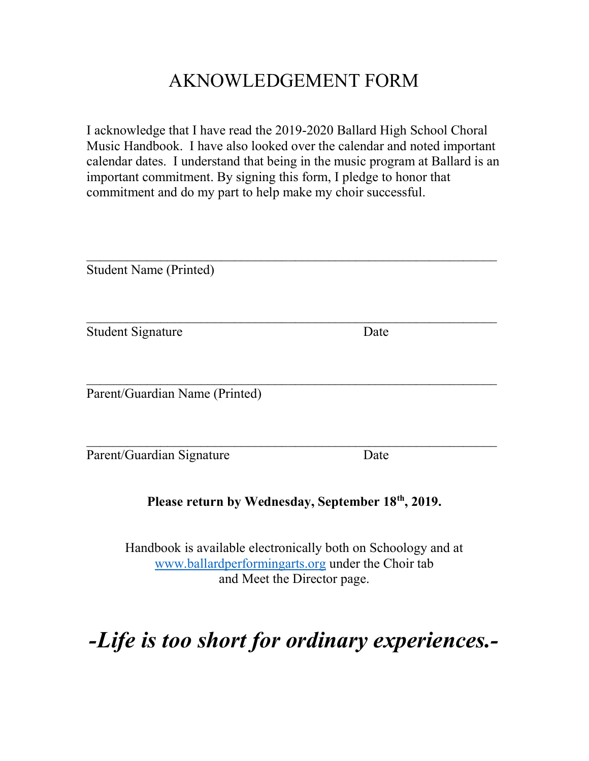# AKNOWLEDGEMENT FORM

I acknowledge that I have read the 2019-2020 Ballard High School Choral Music Handbook. I have also looked over the calendar and noted important calendar dates. I understand that being in the music program at Ballard is an important commitment. By signing this form, I pledge to honor that commitment and do my part to help make my choir successful.

______________________________________________________________

Student Name (Printed)

______________________________________________________________

Student Signature                                        Date

______________________________________________________________

Parent/Guardian Name (Printed)

______________________________________________________________

Parent/Guardian Signature                                        Date

**Please return by Wednesday, September 18th, 2019.**

Handbook is available electronically both on Schoology and at www.ballardperformingarts.org under the Choir tab and Meet the Director page.

***-Life is too short for ordinary experiences.-***